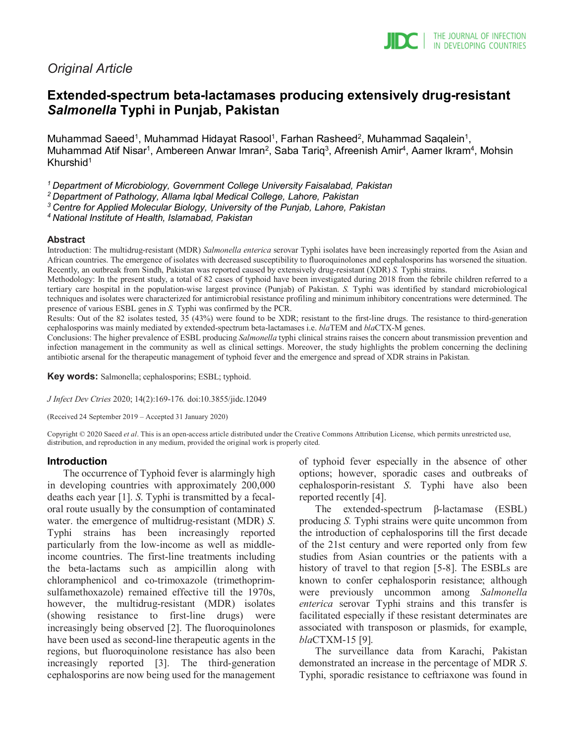*Original Article*

# Extended-spectrum beta-lactamases producing extensively drug-resistant *Salmonella* Typhi in Punjab, Pakistan

Muhammad Saeed[1], Muhammad Hidayat Rasool[1], Farhan Rasheed[2], Muhammad Saqalein[1], Muhammad Atif Nisar[1], Ambereen Anwar Imran[2], Saba Tariq[3], Afreenish Amir[4], Aamer Ikram[4], Mohsin Khurshid[1]

*[1] Department of Microbiology, Government College University Faisalabad, Pakistan*
*[2] Department of Pathology, Allama Iqbal Medical College, Lahore, Pakistan*
*[3] Centre for Applied Molecular Biology, University of the Punjab, Lahore, Pakistan*
*[4] National Institute of Health, Islamabad, Pakistan*

## Abstract

Introduction: The multidrug-resistant (MDR) *Salmonella enterica* serovar Typhi isolates have been increasingly reported from the Asian and African countries. The emergence of isolates with decreased susceptibility to fluoroquinolones and cephalosporins has worsened the situation. Recently, an outbreak from Sindh, Pakistan was reported caused by extensively drug-resistant (XDR) *S.* Typhi strains.

Methodology: In the present study, a total of 82 cases of typhoid have been investigated during 2018 from the febrile children referred to a tertiary care hospital in the population-wise largest province (Punjab) of Pakistan. *S.* Typhi was identified by standard microbiological techniques and isolates were characterized for antimicrobial resistance profiling and minimum inhibitory concentrations were determined. The presence of various ESBL genes in *S.* Typhi was confirmed by the PCR.

Results: Out of the 82 isolates tested, 35 (43%) were found to be XDR; resistant to the first-line drugs. The resistance to third-generation cephalosporins was mainly mediated by extended-spectrum beta-lactamases i.e. *bla*TEM and *bla*CTX-M genes.

Conclusions: The higher prevalence of ESBL producing *Salmonella* typhi clinical strains raises the concern about transmission prevention and infection management in the community as well as clinical settings. Moreover, the study highlights the problem concerning the declining antibiotic arsenal for the therapeutic management of typhoid fever and the emergence and spread of XDR strains in Pakistan.

**Key words:** Salmonella; cephalosporins; ESBL; typhoid.

*J Infect Dev Ctries* 2020; 14(2):169-176*.* doi:10.3855/jidc.12049

(Received 24 September 2019 – Accepted 31 January 2020)

Copyright © 2020 Saeed *et al*. This is an open-access article distributed under the Creative Commons Attribution License, which permits unrestricted use, distribution, and reproduction in any medium, provided the original work is properly cited.

## Introduction

The occurrence of Typhoid fever is alarmingly high in developing countries with approximately 200,000 deaths each year [1]. *S.* Typhi is transmitted by a fecal-oral route usually by the consumption of contaminated water. the emergence of multidrug-resistant (MDR) *S.* Typhi strains has been increasingly reported particularly from the low-income as well as middle-income countries. The first-line treatments including the beta-lactams such as ampicillin along with chloramphenicol and co-trimoxazole (trimethoprim-sulfamethoxazole) remained effective till the 1970s, however, the multidrug-resistant (MDR) isolates (showing resistance to first-line drugs) were increasingly being observed [2]. The fluoroquinolones have been used as second-line therapeutic agents in the regions, but fluoroquinolone resistance has also been increasingly reported [3]. The third-generation cephalosporins are now being used for the management of typhoid fever especially in the absence of other options; however, sporadic cases and outbreaks of cephalosporin-resistant *S.* Typhi have also been reported recently [4].

The extended-spectrum β-lactamase (ESBL) producing *S.* Typhi strains were quite uncommon from the introduction of cephalosporins till the first decade of the 21st century and were reported only from few studies from Asian countries or the patients with a history of travel to that region [5-8]. The ESBLs are known to confer cephalosporin resistance; although were previously uncommon among *Salmonella enterica* serovar Typhi strains and this transfer is facilitated especially if these resistant determinates are associated with transposon or plasmids, for example, *bla*CTXM-15 [9].

The surveillance data from Karachi, Pakistan demonstrated an increase in the percentage of MDR *S.* Typhi, sporadic resistance to ceftriaxone was found in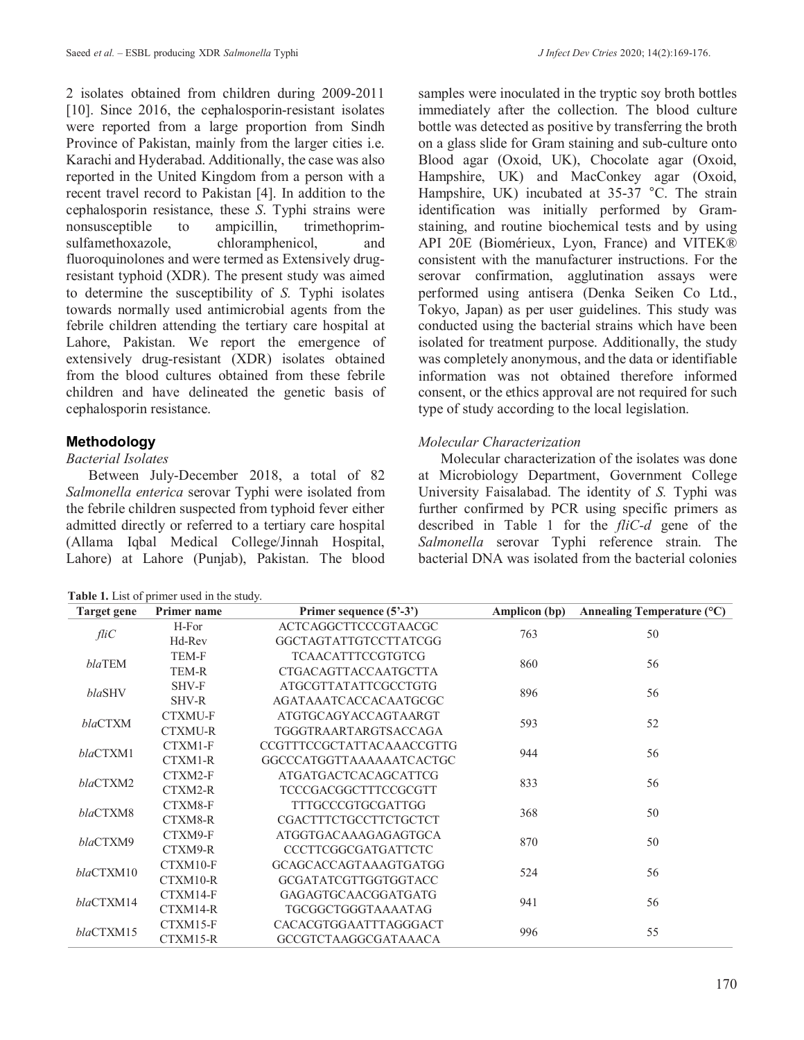2 isolates obtained from children during 2009-2011 [10]. Since 2016, the cephalosporin-resistant isolates were reported from a large proportion from Sindh Province of Pakistan, mainly from the larger cities i.e. Karachi and Hyderabad. Additionally, the case was also reported in the United Kingdom from a person with a recent travel record to Pakistan [4]. In addition to the cephalosporin resistance, these *S*. Typhi strains were nonsusceptible to ampicillin, trimethoprim-sulfamethoxazole, chloramphenicol, and fluoroquinolones and were termed as Extensively drug-resistant typhoid (XDR). The present study was aimed to determine the susceptibility of *S.* Typhi isolates towards normally used antimicrobial agents from the febrile children attending the tertiary care hospital at Lahore, Pakistan. We report the emergence of extensively drug-resistant (XDR) isolates obtained from the blood cultures obtained from these febrile children and have delineated the genetic basis of cephalosporin resistance.

## Methodology

### *Bacterial Isolates*

Between July-December 2018, a total of 82 *Salmonella enterica* serovar Typhi were isolated from the febrile children suspected from typhoid fever either admitted directly or referred to a tertiary care hospital (Allama Iqbal Medical College/Jinnah Hospital, Lahore) at Lahore (Punjab), Pakistan. The blood samples were inoculated in the tryptic soy broth bottles immediately after the collection. The blood culture bottle was detected as positive by transferring the broth on a glass slide for Gram staining and sub-culture onto Blood agar (Oxoid, UK), Chocolate agar (Oxoid, Hampshire, UK) and MacConkey agar (Oxoid, Hampshire, UK) incubated at 35-37 °C. The strain identification was initially performed by Gram-staining, and routine biochemical tests and by using API 20E (Biomérieux, Lyon, France) and VITEK® consistent with the manufacturer instructions. For the serovar confirmation, agglutination assays were performed using antisera (Denka Seiken Co Ltd., Tokyo, Japan) as per user guidelines. This study was conducted using the bacterial strains which have been isolated for treatment purpose. Additionally, the study was completely anonymous, and the data or identifiable information was not obtained therefore informed consent, or the ethics approval are not required for such type of study according to the local legislation.

### *Molecular Characterization*

Molecular characterization of the isolates was done at Microbiology Department, Government College University Faisalabad. The identity of *S.* Typhi was further confirmed by PCR using specific primers as described in Table 1 for the *fliC-d* gene of the *Salmonella* serovar Typhi reference strain. The bacterial DNA was isolated from the bacterial colonies

**Table 1.** List of primer used in the study.

| Target gene | Primer name | Primer sequence (5'-3') | Amplicon (bp) | Annealing Temperature (°C) |
|---|---|---|---|---|
| *fliC* | H-For | ACTCAGGCTTCCCGTAACGC | 763 | 50 |
| | Hd-Rev | GGCTAGTATTGTCCTTATCGG | | |
| *bla*TEM | TEM-F | TCAACATTTCCGTGTCG | 860 | 56 |
| | TEM-R | CTGACAGTTACCAATGCTTA | | |
| *bla*SHV | SHV-F | ATGCGTTATATTCGCCTGTG | 896 | 56 |
| | SHV-R | AGATAAATCACCACAATGCGC | | |
| *bla*CTXM | CTXMU-F | ATGTGCAGYACCAGTAARGT | 593 | 52 |
| | CTXMU-R | TGGGTRAARTARGTSACCAGA | | |
| *bla*CTXM1 | CTXM1-F | CCGTTTCCGCTATTACAAACCGTTG | 944 | 56 |
| | CTXM1-R | GGCCCATGGTTAAAAAATCACTGC | | |
| *bla*CTXM2 | CTXM2-F | ATGATGACTCACAGCATTCG | 833 | 56 |
| | CTXM2-R | TCCCGACGGCTTTCCGCGTT | | |
| *bla*CTXM8 | CTXM8-F | TTTGCCCGTGCGATTGG | 368 | 50 |
| | CTXM8-R | CGACTTTCTGCCTTCTGCTCT | | |
| *bla*CTXM9 | CTXM9-F | ATGGTGACAAAGAGAGTGCA | 870 | 50 |
| | CTXM9-R | CCCTTCGGCGATGATTCTC | | |
| *bla*CTXM10 | CTXM10-F | GCAGCACCAGTAAAGTGATGG | 524 | 56 |
| | CTXM10-R | GCGATATCGTTGGTGGTACC | | |
| *bla*CTXM14 | CTXM14-F | GAGAGTGCAACGGATGATG | 941 | 56 |
| | CTXM14-R | TGCGGCTGGGTAAAATAG | | |
| *bla*CTXM15 | CTXM15-F | CACACGTGGAATTTAGGGACT | 996 | 55 |
| | CTXM15-R | GCCGTCTAAGGCGATAAACA | | |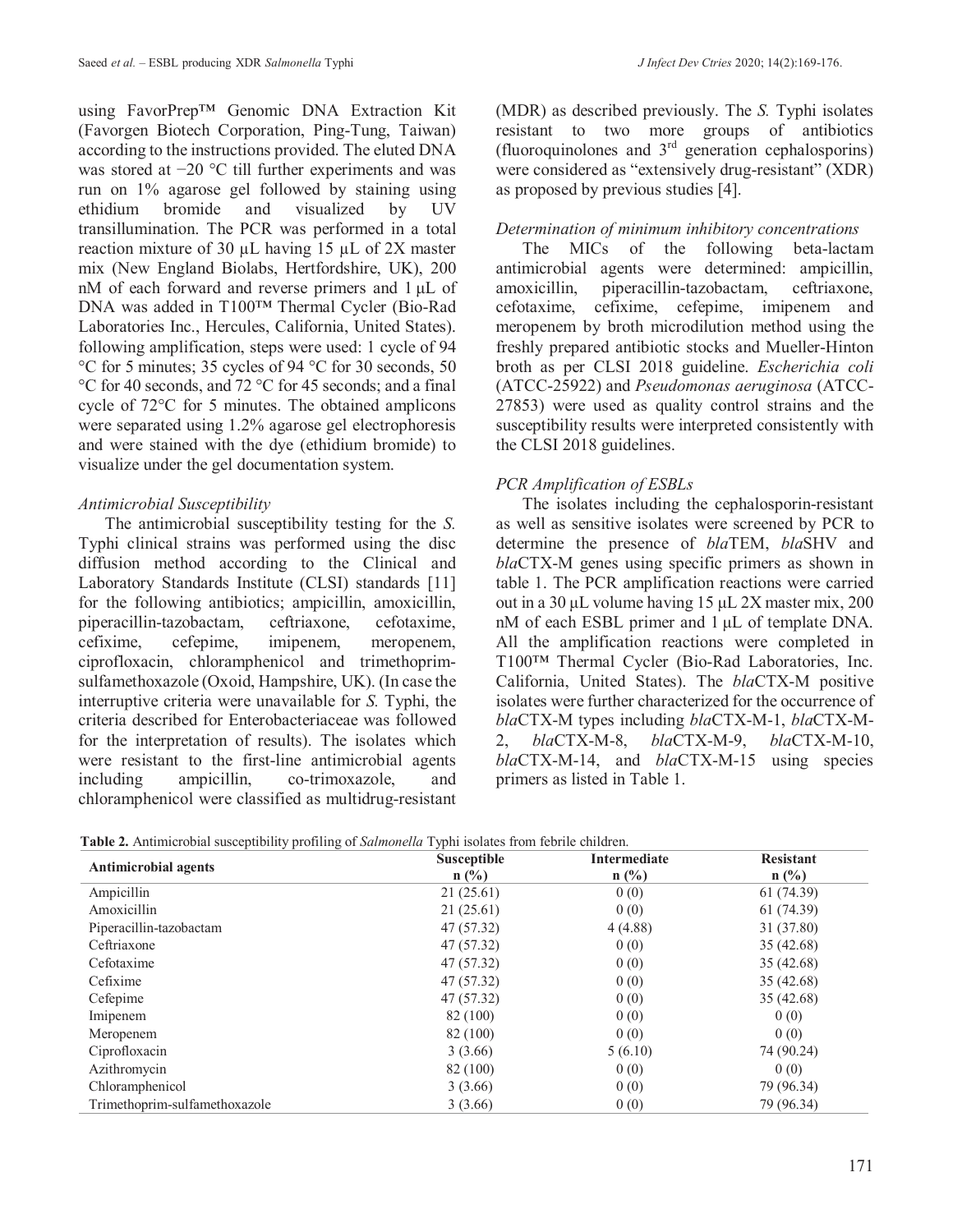using FavorPrep™ Genomic DNA Extraction Kit (Favorgen Biotech Corporation, Ping-Tung, Taiwan) according to the instructions provided. The eluted DNA was stored at −20 °C till further experiments and was run on 1% agarose gel followed by staining using ethidium bromide and visualized by UV transillumination. The PCR was performed in a total reaction mixture of 30 µL having 15 µL of 2X master mix (New England Biolabs, Hertfordshire, UK), 200 nM of each forward and reverse primers and 1 µL of DNA was added in T100™ Thermal Cycler (Bio-Rad Laboratories Inc., Hercules, California, United States). following amplification, steps were used: 1 cycle of 94 °C for 5 minutes; 35 cycles of 94 °C for 30 seconds, 50 °C for 40 seconds, and 72 °C for 45 seconds; and a final cycle of 72°C for 5 minutes. The obtained amplicons were separated using 1.2% agarose gel electrophoresis and were stained with the dye (ethidium bromide) to visualize under the gel documentation system.

### *Antimicrobial Susceptibility*

The antimicrobial susceptibility testing for the *S.* Typhi clinical strains was performed using the disc diffusion method according to the Clinical and Laboratory Standards Institute (CLSI) standards [11] for the following antibiotics; ampicillin, amoxicillin, piperacillin-tazobactam, ceftriaxone, cefotaxime, cefixime, cefepime, imipenem, meropenem, ciprofloxacin, chloramphenicol and trimethoprim-sulfamethoxazole (Oxoid, Hampshire, UK). (In case the interruptive criteria were unavailable for *S.* Typhi, the criteria described for Enterobacteriaceae was followed for the interpretation of results). The isolates which were resistant to the first-line antimicrobial agents including ampicillin, co-trimoxazole, and chloramphenicol were classified as multidrug-resistant (MDR) as described previously. The *S.* Typhi isolates resistant to two more groups of antibiotics (fluoroquinolones and 3[rd] generation cephalosporins) were considered as "extensively drug-resistant" (XDR) as proposed by previous studies [4].

### *Determination of minimum inhibitory concentrations*

The MICs of the following beta-lactam antimicrobial agents were determined: ampicillin, amoxicillin, piperacillin-tazobactam, ceftriaxone, cefotaxime, cefixime, cefepime, imipenem and meropenem by broth microdilution method using the freshly prepared antibiotic stocks and Mueller-Hinton broth as per CLSI 2018 guideline. *Escherichia coli* (ATCC-25922) and *Pseudomonas aeruginosa* (ATCC-27853) were used as quality control strains and the susceptibility results were interpreted consistently with the CLSI 2018 guidelines.

### *PCR Amplification of ESBLs*

The isolates including the cephalosporin-resistant as well as sensitive isolates were screened by PCR to determine the presence of *bla*TEM, *bla*SHV and *bla*CTX-M genes using specific primers as shown in table 1. The PCR amplification reactions were carried out in a 30 µL volume having 15 µL 2X master mix, 200 nM of each ESBL primer and 1 µL of template DNA. All the amplification reactions were completed in T100™ Thermal Cycler (Bio-Rad Laboratories, Inc. California, United States). The *bla*CTX-M positive isolates were further characterized for the occurrence of *bla*CTX-M types including *bla*CTX-M-1, *bla*CTX-M-2, *bla*CTX-M-8, *bla*CTX-M-9, *bla*CTX-M-10, *bla*CTX-M-14, and *bla*CTX-M-15 using species primers as listed in Table 1.

**Table 2.** Antimicrobial susceptibility profiling of *Salmonella* Typhi isolates from febrile children.

| Antimicrobial agents | Susceptible n (%) | Intermediate n (%) | Resistant n (%) |
|---|---|---|---|
| Ampicillin | 21 (25.61) | 0 (0) | 61 (74.39) |
| Amoxicillin | 21 (25.61) | 0 (0) | 61 (74.39) |
| Piperacillin-tazobactam | 47 (57.32) | 4 (4.88) | 31 (37.80) |
| Ceftriaxone | 47 (57.32) | 0 (0) | 35 (42.68) |
| Cefotaxime | 47 (57.32) | 0 (0) | 35 (42.68) |
| Cefixime | 47 (57.32) | 0 (0) | 35 (42.68) |
| Cefepime | 47 (57.32) | 0 (0) | 35 (42.68) |
| Imipenem | 82 (100) | 0 (0) | 0 (0) |
| Meropenem | 82 (100) | 0 (0) | 0 (0) |
| Ciprofloxacin | 3 (3.66) | 5 (6.10) | 74 (90.24) |
| Azithromycin | 82 (100) | 0 (0) | 0 (0) |
| Chloramphenicol | 3 (3.66) | 0 (0) | 79 (96.34) |
| Trimethoprim-sulfamethoxazole | 3 (3.66) | 0 (0) | 79 (96.34) |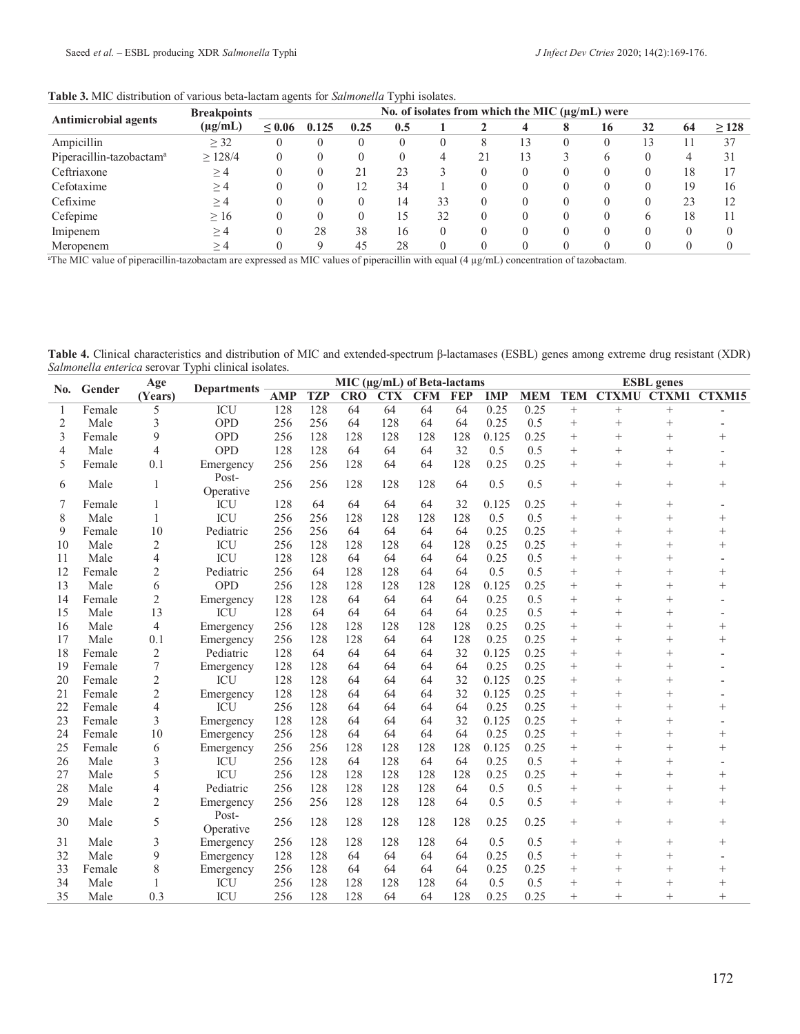**Table 3.** MIC distribution of various beta-lactam agents for *Salmonella* Typhi isolates.

| Antimicrobial agents | Breakpoints (µg/mL) | No. of isolates from which the MIC (µg/mL) were | | | | | | | | | | | |
|---|---|---|---|---|---|---|---|---|---|---|---|---|---|
| | | ≤ 0.06 | 0.125 | 0.25 | 0.5 | 1 | 2 | 4 | 8 | 16 | 32 | 64 | ≥ 128 |
| Ampicillin | ≥ 32 | 0 | 0 | 0 | 0 | 0 | 8 | 13 | 0 | 0 | 13 | 11 | 37 |
| Piperacillin-tazobactam[a] | ≥ 128/4 | 0 | 0 | 0 | 0 | 4 | 21 | 13 | 3 | 6 | 0 | 4 | 31 |
| Ceftriaxone | ≥ 4 | 0 | 0 | 21 | 23 | 3 | 0 | 0 | 0 | 0 | 0 | 18 | 17 |
| Cefotaxime | ≥ 4 | 0 | 0 | 12 | 34 | 1 | 0 | 0 | 0 | 0 | 0 | 19 | 16 |
| Cefixime | ≥ 4 | 0 | 0 | 0 | 14 | 33 | 0 | 0 | 0 | 0 | 0 | 23 | 12 |
| Cefepime | ≥ 16 | 0 | 0 | 0 | 15 | 32 | 0 | 0 | 0 | 0 | 6 | 18 | 11 |
| Imipenem | ≥ 4 | 0 | 28 | 38 | 16 | 0 | 0 | 0 | 0 | 0 | 0 | 0 | 0 |
| Meropenem | ≥ 4 | 0 | 9 | 45 | 28 | 0 | 0 | 0 | 0 | 0 | 0 | 0 | 0 |

[a]The MIC value of piperacillin-tazobactam are expressed as MIC values of piperacillin with equal (4 µg/mL) concentration of tazobactam.

**Table 4.** Clinical characteristics and distribution of MIC and extended-spectrum β-lactamases (ESBL) genes among extreme drug resistant (XDR) *Salmonella enterica* serovar Typhi clinical isolates.

| No. | Gender | Age (Years) | Departments | MIC (µg/mL) of Beta-lactams | | | | | | | | ESBL genes | | | |
|---|---|---|---|---|---|---|---|---|---|---|---|---|---|---|---|
| | | | | AMP | TZP | CRO | CTX | CFM | FEP | IMP | MEM | TEM | CTXMU | CTXM1 | CTXM15 |
| 1 | Female | 5 | ICU | 128 | 128 | 64 | 64 | 64 | 64 | 0.25 | 0.25 | + | + | + | - |
| 2 | Male | 3 | OPD | 256 | 256 | 64 | 128 | 64 | 64 | 0.25 | 0.5 | + | + | + | - |
| 3 | Female | 9 | OPD | 256 | 128 | 128 | 128 | 128 | 128 | 0.125 | 0.25 | + | + | + | + |
| 4 | Male | 4 | OPD | 128 | 128 | 64 | 64 | 64 | 32 | 0.5 | 0.5 | + | + | + | - |
| 5 | Female | 0.1 | Emergency | 256 | 256 | 128 | 64 | 64 | 128 | 0.25 | 0.25 | + | + | + | + |
| 6 | Male | 1 | Post-Operative | 256 | 256 | 128 | 128 | 128 | 64 | 0.5 | 0.5 | + | + | + | + |
| 7 | Female | 1 | ICU | 128 | 64 | 64 | 64 | 64 | 32 | 0.125 | 0.25 | + | + | + | - |
| 8 | Male | 1 | ICU | 256 | 256 | 128 | 128 | 128 | 128 | 0.5 | 0.5 | + | + | + | + |
| 9 | Female | 10 | Pediatric | 256 | 256 | 64 | 64 | 64 | 64 | 0.25 | 0.25 | + | + | + | + |
| 10 | Male | 2 | ICU | 256 | 128 | 128 | 128 | 64 | 128 | 0.25 | 0.25 | + | + | + | + |
| 11 | Male | 4 | ICU | 128 | 128 | 64 | 64 | 64 | 64 | 0.25 | 0.5 | + | + | + | - |
| 12 | Female | 2 | Pediatric | 256 | 64 | 128 | 128 | 64 | 64 | 0.5 | 0.5 | + | + | + | + |
| 13 | Male | 6 | OPD | 256 | 128 | 128 | 128 | 128 | 128 | 0.125 | 0.25 | + | + | + | + |
| 14 | Female | 2 | Emergency | 128 | 128 | 64 | 64 | 64 | 64 | 0.25 | 0.5 | + | + | + | - |
| 15 | Male | 13 | ICU | 128 | 64 | 64 | 64 | 64 | 64 | 0.25 | 0.5 | + | + | + | - |
| 16 | Male | 4 | Emergency | 256 | 128 | 128 | 128 | 128 | 128 | 0.25 | 0.25 | + | + | + | + |
| 17 | Male | 0.1 | Emergency | 256 | 128 | 128 | 64 | 64 | 128 | 0.25 | 0.25 | + | + | + | + |
| 18 | Female | 2 | Pediatric | 128 | 64 | 64 | 64 | 64 | 32 | 0.125 | 0.25 | + | + | + | - |
| 19 | Female | 7 | Emergency | 128 | 128 | 64 | 64 | 64 | 64 | 0.25 | 0.25 | + | + | + | - |
| 20 | Female | 2 | ICU | 128 | 128 | 64 | 64 | 64 | 32 | 0.125 | 0.25 | + | + | + | - |
| 21 | Female | 2 | Emergency | 128 | 128 | 64 | 64 | 64 | 32 | 0.125 | 0.25 | + | + | + | - |
| 22 | Female | 4 | ICU | 256 | 128 | 64 | 64 | 64 | 64 | 0.25 | 0.25 | + | + | + | + |
| 23 | Female | 3 | Emergency | 128 | 128 | 64 | 64 | 64 | 32 | 0.125 | 0.25 | + | + | + | - |
| 24 | Female | 10 | Emergency | 256 | 128 | 64 | 64 | 64 | 64 | 0.25 | 0.25 | + | + | + | + |
| 25 | Female | 6 | Emergency | 256 | 256 | 128 | 128 | 128 | 128 | 0.125 | 0.25 | + | + | + | + |
| 26 | Male | 3 | ICU | 256 | 128 | 64 | 128 | 64 | 64 | 0.25 | 0.5 | + | + | + | - |
| 27 | Male | 5 | ICU | 256 | 128 | 128 | 128 | 128 | 128 | 0.25 | 0.25 | + | + | + | + |
| 28 | Male | 4 | Pediatric | 256 | 128 | 128 | 128 | 128 | 64 | 0.5 | 0.5 | + | + | + | + |
| 29 | Male | 2 | Emergency | 256 | 256 | 128 | 128 | 128 | 64 | 0.5 | 0.5 | + | + | + | + |
| 30 | Male | 5 | Post-Operative | 256 | 128 | 128 | 128 | 128 | 128 | 0.25 | 0.25 | + | + | + | + |
| 31 | Male | 3 | Emergency | 256 | 128 | 128 | 128 | 128 | 64 | 0.5 | 0.5 | + | + | + | + |
| 32 | Male | 9 | Emergency | 128 | 128 | 64 | 64 | 64 | 64 | 0.25 | 0.5 | + | + | + | - |
| 33 | Female | 8 | Emergency | 256 | 128 | 64 | 64 | 64 | 64 | 0.25 | 0.25 | + | + | + | + |
| 34 | Male | 1 | ICU | 256 | 128 | 128 | 128 | 128 | 64 | 0.5 | 0.5 | + | + | + | + |
| 35 | Male | 0.3 | ICU | 256 | 128 | 128 | 64 | 64 | 128 | 0.25 | 0.25 | + | + | + | + |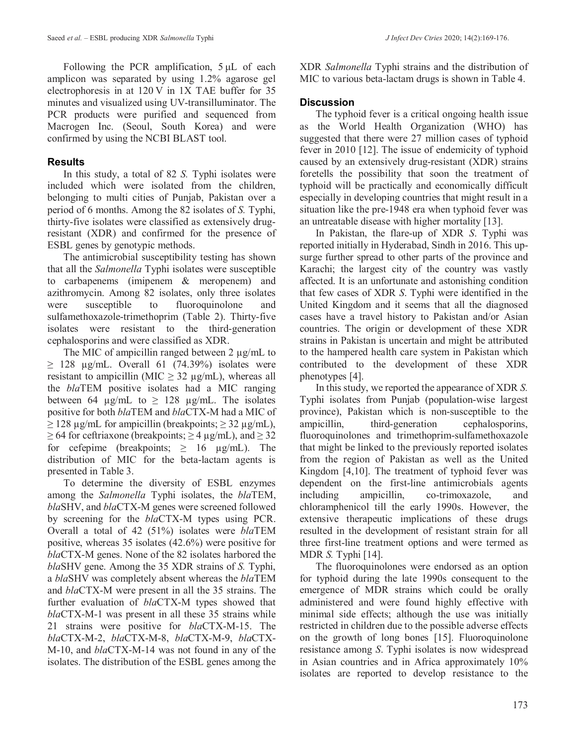Following the PCR amplification, 5 µL of each amplicon was separated by using 1.2% agarose gel electrophoresis in at 120 V in 1X TAE buffer for 35 minutes and visualized using UV-transilluminator. The PCR products were purified and sequenced from Macrogen Inc. (Seoul, South Korea) and were confirmed by using the NCBI BLAST tool.

## Results

In this study, a total of 82 *S.* Typhi isolates were included which were isolated from the children, belonging to multi cities of Punjab, Pakistan over a period of 6 months. Among the 82 isolates of *S.* Typhi, thirty-five isolates were classified as extensively drug-resistant (XDR) and confirmed for the presence of ESBL genes by genotypic methods.

The antimicrobial susceptibility testing has shown that all the *Salmonella* Typhi isolates were susceptible to carbapenems (imipenem & meropenem) and azithromycin. Among 82 isolates, only three isolates were susceptible to fluoroquinolone and sulfamethoxazole-trimethoprim (Table 2). Thirty-five isolates were resistant to the third-generation cephalosporins and were classified as XDR.

The MIC of ampicillin ranged between 2 µg/mL to ≥ 128 µg/mL. Overall 61 (74.39%) isolates were resistant to ampicillin (MIC ≥ 32 µg/mL), whereas all the *bla*TEM positive isolates had a MIC ranging between 64 µg/mL to ≥ 128 µg/mL. The isolates positive for both *bla*TEM and *bla*CTX-M had a MIC of ≥ 128 µg/mL for ampicillin (breakpoints; ≥ 32 µg/mL), ≥ 64 for ceftriaxone (breakpoints; ≥ 4 µg/mL), and ≥ 32 for cefepime (breakpoints; ≥ 16 µg/mL). The distribution of MIC for the beta-lactam agents is presented in Table 3.

To determine the diversity of ESBL enzymes among the *Salmonella* Typhi isolates, the *bla*TEM, *bla*SHV, and *bla*CTX-M genes were screened followed by screening for the *bla*CTX-M types using PCR. Overall a total of 42 (51%) isolates were *bla*TEM positive, whereas 35 isolates (42.6%) were positive for *bla*CTX-M genes. None of the 82 isolates harbored the *bla*SHV gene. Among the 35 XDR strains of *S.* Typhi, a *bla*SHV was completely absent whereas the *bla*TEM and *bla*CTX-M were present in all the 35 strains. The further evaluation of *bla*CTX-M types showed that *bla*CTX-M-1 was present in all these 35 strains while 21 strains were positive for *bla*CTX-M-15. The *bla*CTX-M-2, *bla*CTX-M-8, *bla*CTX-M-9, *bla*CTX-M-10, and *bla*CTX-M-14 was not found in any of the isolates. The distribution of the ESBL genes among the XDR *Salmonella* Typhi strains and the distribution of MIC to various beta-lactam drugs is shown in Table 4.

## Discussion

The typhoid fever is a critical ongoing health issue as the World Health Organization (WHO) has suggested that there were 27 million cases of typhoid fever in 2010 [12]. The issue of endemicity of typhoid caused by an extensively drug-resistant (XDR) strains foretells the possibility that soon the treatment of typhoid will be practically and economically difficult especially in developing countries that might result in a situation like the pre-1948 era when typhoid fever was an untreatable disease with higher mortality [13].

In Pakistan, the flare-up of XDR *S.* Typhi was reported initially in Hyderabad, Sindh in 2016. This up-surge further spread to other parts of the province and Karachi; the largest city of the country was vastly affected. It is an unfortunate and astonishing condition that few cases of XDR *S.* Typhi were identified in the United Kingdom and it seems that all the diagnosed cases have a travel history to Pakistan and/or Asian countries. The origin or development of these XDR strains in Pakistan is uncertain and might be attributed to the hampered health care system in Pakistan which contributed to the development of these XDR phenotypes [4].

In this study, we reported the appearance of XDR *S.* Typhi isolates from Punjab (population-wise largest province), Pakistan which is non-susceptible to the ampicillin, third-generation cephalosporins, fluoroquinolones and trimethoprim-sulfamethoxazole that might be linked to the previously reported isolates from the region of Pakistan as well as the United Kingdom [4,10]. The treatment of typhoid fever was dependent on the first-line antimicrobials agents including ampicillin, co-trimoxazole, and chloramphenicol till the early 1990s. However, the extensive therapeutic implications of these drugs resulted in the development of resistant strain for all three first-line treatment options and were termed as MDR *S.* Typhi [14].

The fluoroquinolones were endorsed as an option for typhoid during the late 1990s consequent to the emergence of MDR strains which could be orally administered and were found highly effective with minimal side effects; although the use was initially restricted in children due to the possible adverse effects on the growth of long bones [15]. Fluoroquinolone resistance among *S.* Typhi isolates is now widespread in Asian countries and in Africa approximately 10% isolates are reported to develop resistance to the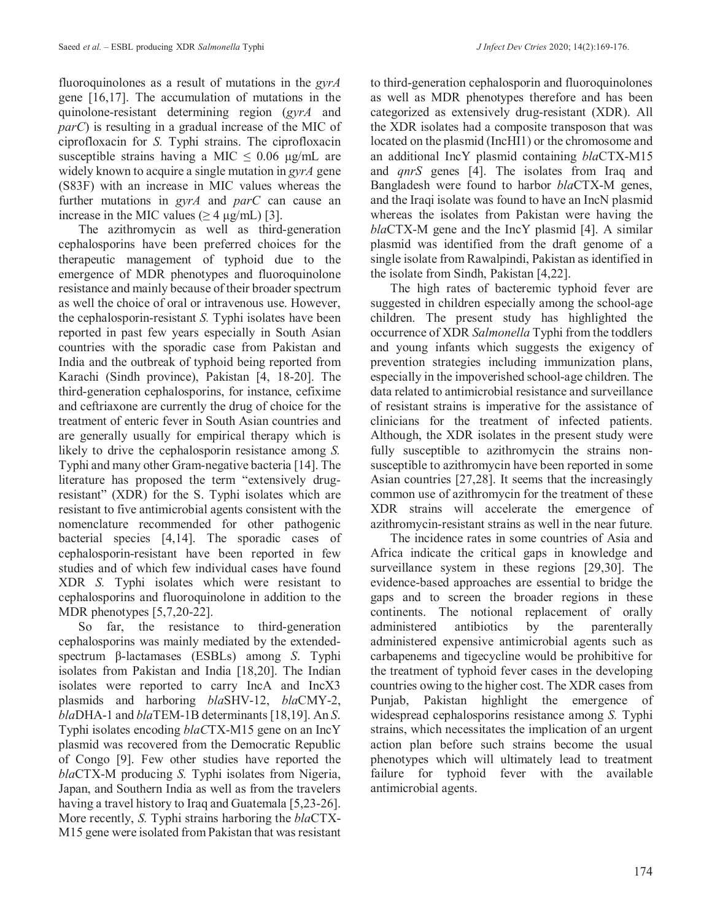fluoroquinolones as a result of mutations in the *gyrA* gene [16,17]. The accumulation of mutations in the quinolone-resistant determining region (*gyrA* and *parC*) is resulting in a gradual increase of the MIC of ciprofloxacin for *S.* Typhi strains. The ciprofloxacin susceptible strains having a MIC $\leq$ 0.06 µg/mL are widely known to acquire a single mutation in *gyrA* gene (S83F) with an increase in MIC values whereas the further mutations in *gyrA* and *parC* can cause an increase in the MIC values ($\geq$ 4 µg/mL) [3].

The azithromycin as well as third-generation cephalosporins have been preferred choices for the therapeutic management of typhoid due to the emergence of MDR phenotypes and fluoroquinolone resistance and mainly because of their broader spectrum as well the choice of oral or intravenous use. However, the cephalosporin-resistant *S.* Typhi isolates have been reported in past few years especially in South Asian countries with the sporadic case from Pakistan and India and the outbreak of typhoid being reported from Karachi (Sindh province), Pakistan [4, 18-20]. The third-generation cephalosporins, for instance, cefixime and ceftriaxone are currently the drug of choice for the treatment of enteric fever in South Asian countries and are generally usually for empirical therapy which is likely to drive the cephalosporin resistance among *S.* Typhi and many other Gram-negative bacteria [14]. The literature has proposed the term "extensively drug-resistant" (XDR) for the S. Typhi isolates which are resistant to five antimicrobial agents consistent with the nomenclature recommended for other pathogenic bacterial species [4,14]. The sporadic cases of cephalosporin-resistant have been reported in few studies and of which few individual cases have found XDR *S.* Typhi isolates which were resistant to cephalosporins and fluoroquinolone in addition to the MDR phenotypes [5,7,20-22].

So far, the resistance to third-generation cephalosporins was mainly mediated by the extended-spectrum β-lactamases (ESBLs) among *S*. Typhi isolates from Pakistan and India [18,20]. The Indian isolates were reported to carry IncA and IncX3 plasmids and harboring *bla*SHV-12, *bla*CMY-2, *bla*DHA-1 and *bla*TEM-1B determinants [18,19]. An *S.* Typhi isolates encoding *blaC*TX-M15 gene on an IncY plasmid was recovered from the Democratic Republic of Congo [9]. Few other studies have reported the *bla*CTX-M producing *S.* Typhi isolates from Nigeria, Japan, and Southern India as well as from the travelers having a travel history to Iraq and Guatemala [5,23-26]. More recently, *S.* Typhi strains harboring the *bla*CTX-M15 gene were isolated from Pakistan that was resistant to third-generation cephalosporin and fluoroquinolones as well as MDR phenotypes therefore and has been categorized as extensively drug-resistant (XDR). All the XDR isolates had a composite transposon that was located on the plasmid (IncHI1) or the chromosome and an additional IncY plasmid containing *bla*CTX-M15 and *qnrS* genes [4]. The isolates from Iraq and Bangladesh were found to harbor *bla*CTX-M genes, and the Iraqi isolate was found to have an IncN plasmid whereas the isolates from Pakistan were having the *bla*CTX-M gene and the IncY plasmid [4]. A similar plasmid was identified from the draft genome of a single isolate from Rawalpindi, Pakistan as identified in the isolate from Sindh, Pakistan [4,22].

The high rates of bacteremic typhoid fever are suggested in children especially among the school-age children. The present study has highlighted the occurrence of XDR *Salmonella* Typhi from the toddlers and young infants which suggests the exigency of prevention strategies including immunization plans, especially in the impoverished school-age children. The data related to antimicrobial resistance and surveillance of resistant strains is imperative for the assistance of clinicians for the treatment of infected patients. Although, the XDR isolates in the present study were fully susceptible to azithromycin the strains non-susceptible to azithromycin have been reported in some Asian countries [27,28]. It seems that the increasingly common use of azithromycin for the treatment of these XDR strains will accelerate the emergence of azithromycin-resistant strains as well in the near future.

The incidence rates in some countries of Asia and Africa indicate the critical gaps in knowledge and surveillance system in these regions [29,30]. The evidence-based approaches are essential to bridge the gaps and to screen the broader regions in these continents. The notional replacement of orally administered antibiotics by the parenterally administered expensive antimicrobial agents such as carbapenems and tigecycline would be prohibitive for the treatment of typhoid fever cases in the developing countries owing to the higher cost. The XDR cases from Punjab, Pakistan highlight the emergence of widespread cephalosporins resistance among *S.* Typhi strains, which necessitates the implication of an urgent action plan before such strains become the usual phenotypes which will ultimately lead to treatment failure for typhoid fever with the available antimicrobial agents.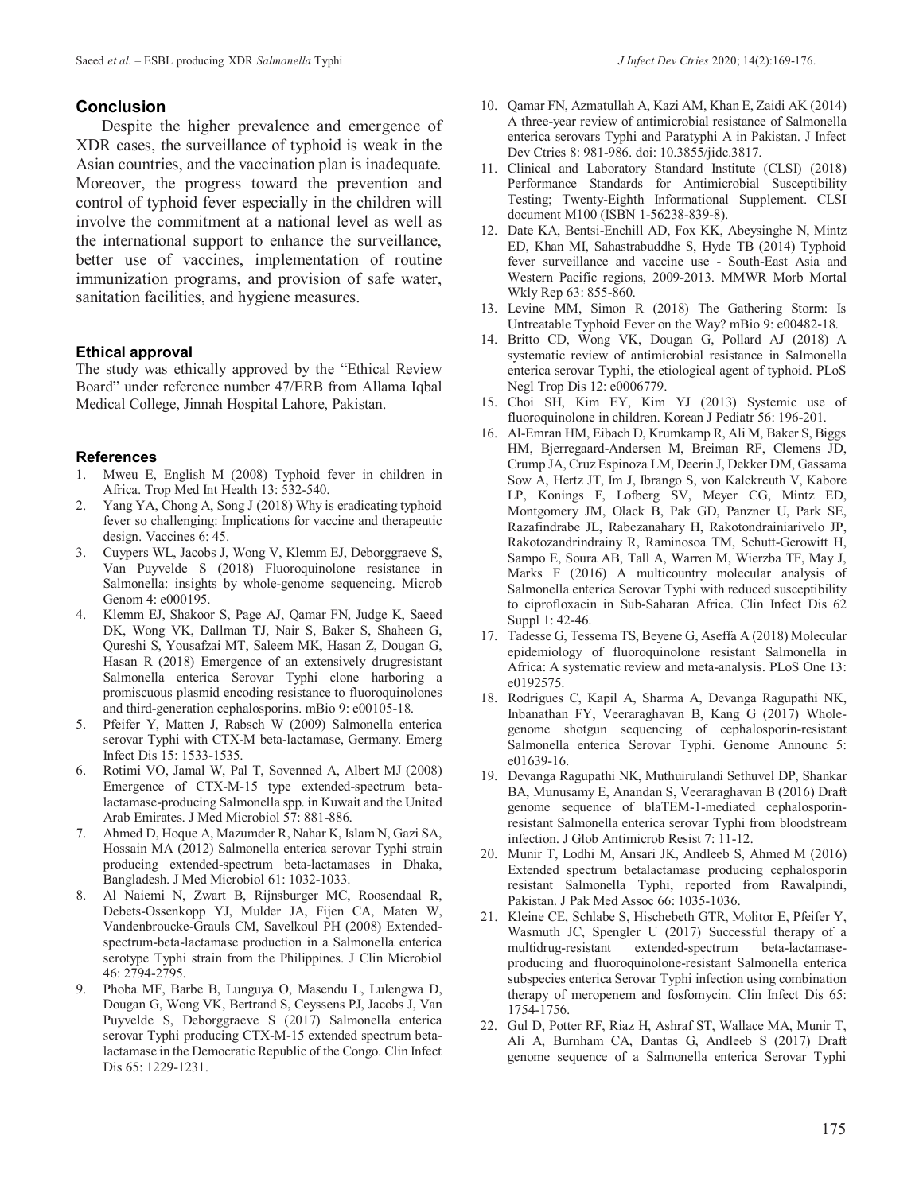## Conclusion

Despite the higher prevalence and emergence of XDR cases, the surveillance of typhoid is weak in the Asian countries, and the vaccination plan is inadequate. Moreover, the progress toward the prevention and control of typhoid fever especially in the children will involve the commitment at a national level as well as the international support to enhance the surveillance, better use of vaccines, implementation of routine immunization programs, and provision of safe water, sanitation facilities, and hygiene measures.

### Ethical approval

The study was ethically approved by the "Ethical Review Board" under reference number 47/ERB from Allama Iqbal Medical College, Jinnah Hospital Lahore, Pakistan.

### References

1. Mweu E, English M (2008) Typhoid fever in children in Africa. Trop Med Int Health 13: 532-540.
2. Yang YA, Chong A, Song J (2018) Why is eradicating typhoid fever so challenging: Implications for vaccine and therapeutic design. Vaccines 6: 45.
3. Cuypers WL, Jacobs J, Wong V, Klemm EJ, Deborggraeve S, Van Puyvelde S (2018) Fluoroquinolone resistance in Salmonella: insights by whole-genome sequencing. Microb Genom 4: e000195.
4. Klemm EJ, Shakoor S, Page AJ, Qamar FN, Judge K, Saeed DK, Wong VK, Dallman TJ, Nair S, Baker S, Shaheen G, Qureshi S, Yousafzai MT, Saleem MK, Hasan Z, Dougan G, Hasan R (2018) Emergence of an extensively drugresistant Salmonella enterica Serovar Typhi clone harboring a promiscuous plasmid encoding resistance to fluoroquinolones and third-generation cephalosporins. mBio 9: e00105-18.
5. Pfeifer Y, Matten J, Rabsch W (2009) Salmonella enterica serovar Typhi with CTX-M beta-lactamase, Germany. Emerg Infect Dis 15: 1533-1535.
6. Rotimi VO, Jamal W, Pal T, Sovenned A, Albert MJ (2008) Emergence of CTX-M-15 type extended-spectrum beta-lactamase-producing Salmonella spp. in Kuwait and the United Arab Emirates. J Med Microbiol 57: 881-886.
7. Ahmed D, Hoque A, Mazumder R, Nahar K, Islam N, Gazi SA, Hossain MA (2012) Salmonella enterica serovar Typhi strain producing extended-spectrum beta-lactamases in Dhaka, Bangladesh. J Med Microbiol 61: 1032-1033.
8. Al Naiemi N, Zwart B, Rijnsburger MC, Roosendaal R, Debets-Ossenkopp YJ, Mulder JA, Fijen CA, Maten W, Vandenbroucke-Grauls CM, Savelkoul PH (2008) Extended-spectrum-beta-lactamase production in a Salmonella enterica serotype Typhi strain from the Philippines. J Clin Microbiol 46: 2794-2795.
9. Phoba MF, Barbe B, Lunguya O, Masendu L, Lulengwa D, Dougan G, Wong VK, Bertrand S, Ceyssens PJ, Jacobs J, Van Puyvelde S, Deborggraeve S (2017) Salmonella enterica serovar Typhi producing CTX-M-15 extended spectrum beta-lactamase in the Democratic Republic of the Congo. Clin Infect Dis 65: 1229-1231.
10. Qamar FN, Azmatullah A, Kazi AM, Khan E, Zaidi AK (2014) A three-year review of antimicrobial resistance of Salmonella enterica serovars Typhi and Paratyphi A in Pakistan. J Infect Dev Ctries 8: 981-986. doi: 10.3855/jidc.3817.
11. Clinical and Laboratory Standard Institute (CLSI) (2018) Performance Standards for Antimicrobial Susceptibility Testing; Twenty-Eighth Informational Supplement. CLSI document M100 (ISBN 1-56238-839-8).
12. Date KA, Bentsi-Enchill AD, Fox KK, Abeysinghe N, Mintz ED, Khan MI, Sahastrabuddhe S, Hyde TB (2014) Typhoid fever surveillance and vaccine use - South-East Asia and Western Pacific regions, 2009-2013. MMWR Morb Mortal Wkly Rep 63: 855-860.
13. Levine MM, Simon R (2018) The Gathering Storm: Is Untreatable Typhoid Fever on the Way? mBio 9: e00482-18.
14. Britto CD, Wong VK, Dougan G, Pollard AJ (2018) A systematic review of antimicrobial resistance in Salmonella enterica serovar Typhi, the etiological agent of typhoid. PLoS Negl Trop Dis 12: e0006779.
15. Choi SH, Kim EY, Kim YJ (2013) Systemic use of fluoroquinolone in children. Korean J Pediatr 56: 196-201.
16. Al-Emran HM, Eibach D, Krumkamp R, Ali M, Baker S, Biggs HM, Bjerregaard-Andersen M, Breiman RF, Clemens JD, Crump JA, Cruz Espinoza LM, Deerin J, Dekker DM, Gassama Sow A, Hertz JT, Im J, Ibrango S, von Kalckreuth V, Kabore LP, Konings F, Lofberg SV, Meyer CG, Mintz ED, Montgomery JM, Olack B, Pak GD, Panzner U, Park SE, Razafindrabe JL, Rabezanahary H, Rakotondrainiarivelo JP, Rakotozandrindrainy R, Raminosoa TM, Schutt-Gerowitt H, Sampo E, Soura AB, Tall A, Warren M, Wierzba TF, May J, Marks F (2016) A multicountry molecular analysis of Salmonella enterica Serovar Typhi with reduced susceptibility to ciprofloxacin in Sub-Saharan Africa. Clin Infect Dis 62 Suppl 1: 42-46.
17. Tadesse G, Tessema TS, Beyene G, Aseffa A (2018) Molecular epidemiology of fluoroquinolone resistant Salmonella in Africa: A systematic review and meta-analysis. PLoS One 13: e0192575.
18. Rodrigues C, Kapil A, Sharma A, Devanga Ragupathi NK, Inbanathan FY, Veeraraghavan B, Kang G (2017) Whole-genome shotgun sequencing of cephalosporin-resistant Salmonella enterica Serovar Typhi. Genome Announc 5: e01639-16.
19. Devanga Ragupathi NK, Muthuirulandi Sethuvel DP, Shankar BA, Munusamy E, Anandan S, Veeraraghavan B (2016) Draft genome sequence of blaTEM-1-mediated cephalosporin-resistant Salmonella enterica serovar Typhi from bloodstream infection. J Glob Antimicrob Resist 7: 11-12.
20. Munir T, Lodhi M, Ansari JK, Andleeb S, Ahmed M (2016) Extended spectrum betalactamase producing cephalosporin resistant Salmonella Typhi, reported from Rawalpindi, Pakistan. J Pak Med Assoc 66: 1035-1036.
21. Kleine CE, Schlabe S, Hischebeth GTR, Molitor E, Pfeifer Y, Wasmuth JC, Spengler U (2017) Successful therapy of a multidrug-resistant extended-spectrum beta-lactamase-producing and fluoroquinolone-resistant Salmonella enterica subspecies enterica Serovar Typhi infection using combination therapy of meropenem and fosfomycin. Clin Infect Dis 65: 1754-1756.
22. Gul D, Potter RF, Riaz H, Ashraf ST, Wallace MA, Munir T, Ali A, Burnham CA, Dantas G, Andleeb S (2017) Draft genome sequence of a Salmonella enterica Serovar Typhi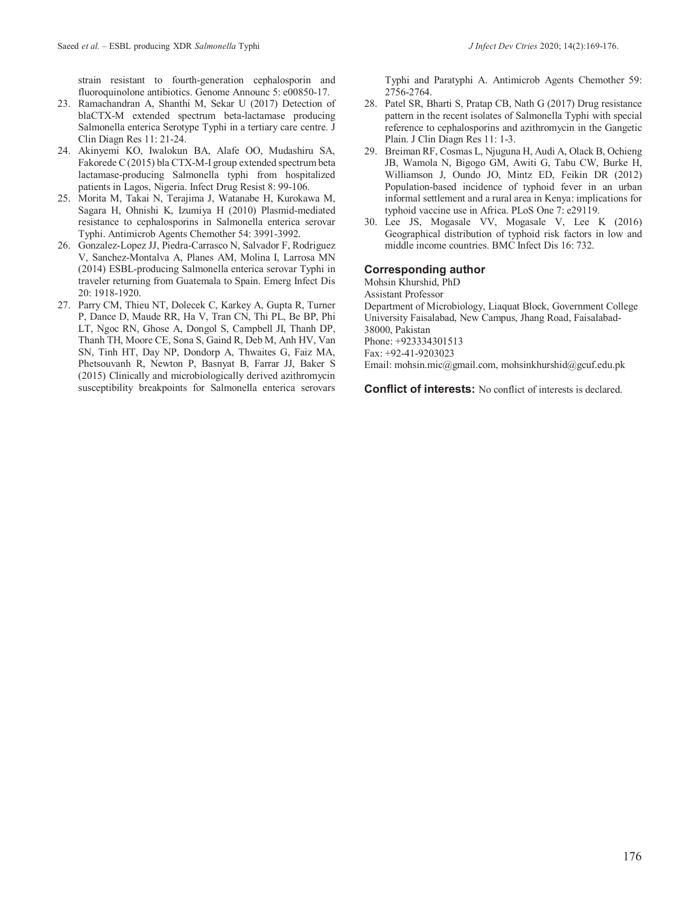strain resistant to fourth-generation cephalosporin and fluoroquinolone antibiotics. Genome Announc 5: e00850-17.

23. Ramachandran A, Shanthi M, Sekar U (2017) Detection of blaCTX-M extended spectrum beta-lactamase producing Salmonella enterica Serotype Typhi in a tertiary care centre. J Clin Diagn Res 11: 21-24.
24. Akinyemi KO, Iwalokun BA, Alafe OO, Mudashiru SA, Fakorede C (2015) bla CTX-M-I group extended spectrum beta lactamase-producing Salmonella typhi from hospitalized patients in Lagos, Nigeria. Infect Drug Resist 8: 99-106.
25. Morita M, Takai N, Terajima J, Watanabe H, Kurokawa M, Sagara H, Ohnishi K, Izumiya H (2010) Plasmid-mediated resistance to cephalosporins in Salmonella enterica serovar Typhi. Antimicrob Agents Chemother 54: 3991-3992.
26. Gonzalez-Lopez JJ, Piedra-Carrasco N, Salvador F, Rodriguez V, Sanchez-Montalva A, Planes AM, Molina I, Larrosa MN (2014) ESBL-producing Salmonella enterica serovar Typhi in traveler returning from Guatemala to Spain. Emerg Infect Dis 20: 1918-1920.
27. Parry CM, Thieu NT, Dolecek C, Karkey A, Gupta R, Turner P, Dance D, Maude RR, Ha V, Tran CN, Thi PL, Be BP, Phi LT, Ngoc RN, Ghose A, Dongol S, Campbell JI, Thanh DP, Thanh TH, Moore CE, Sona S, Gaind R, Deb M, Anh HV, Van SN, Tinh HT, Day NP, Dondorp A, Thwaites G, Faiz MA, Phetsouvanh R, Newton P, Basnyat B, Farrar JJ, Baker S (2015) Clinically and microbiologically derived azithromycin susceptibility breakpoints for Salmonella enterica serovars Typhi and Paratyphi A. Antimicrob Agents Chemother 59: 2756-2764.
28. Patel SR, Bharti S, Pratap CB, Nath G (2017) Drug resistance pattern in the recent isolates of Salmonella Typhi with special reference to cephalosporins and azithromycin in the Gangetic Plain. J Clin Diagn Res 11: 1-3.
29. Breiman RF, Cosmas L, Njuguna H, Audi A, Olack B, Ochieng JB, Wamola N, Bigogo GM, Awiti G, Tabu CW, Burke H, Williamson J, Oundo JO, Mintz ED, Feikin DR (2012) Population-based incidence of typhoid fever in an urban informal settlement and a rural area in Kenya: implications for typhoid vaccine use in Africa. PLoS One 7: e29119.
30. Lee JS, Mogasale VV, Mogasale V, Lee K (2016) Geographical distribution of typhoid risk factors in low and middle income countries. BMC Infect Dis 16: 732.

## Corresponding author

Mohsin Khurshid, PhD
Assistant Professor
Department of Microbiology, Liaquat Block, Government College University Faisalabad, New Campus, Jhang Road, Faisalabad-38000, Pakistan
Phone: +923334301513
Fax: +92-41-9203023
Email: mohsin.mic@gmail.com, mohsinkhurshid@gcuf.edu.pk

**Conflict of interests:** No conflict of interests is declared.